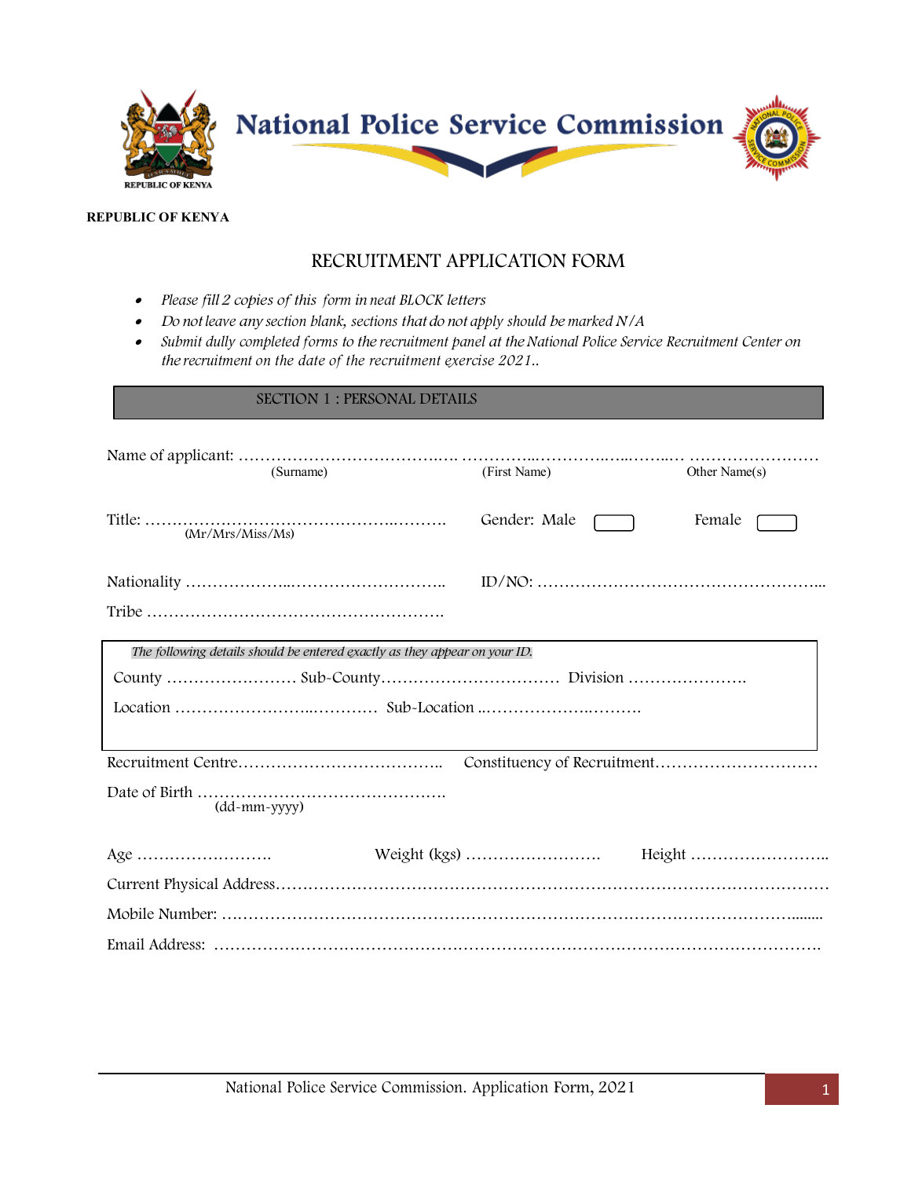# National Police Service Commission

REPUBLIC OF KENYA

**REPUBLIC OF KENYA**

## RECRUITMENT APPLICATION FORM

- *Please fill 2 copies of this form in neat BLOCK letters*
- *Do not leave any section blank, sections that do not apply should be marked N/A*
- *Submit dully completed forms to the recruitment panel at the National Police Service Recruitment Center on the recruitment on the date of the recruitment exercise 2021..*

### SECTION 1 : PERSONAL DETAILS

Name of applicant: ………………………………….. …………..………..…..……..… ……………………
(Surname) (First Name) Other Name(s)

Title: ……………………………………………..………
(Mr/Mrs/Miss/Ms)

Gender: Male ☐ Female ☐

Nationality ………………..……………………….. ID/NO: ……………………………………………...

Tribe ……………………………………………….

*The following details should be entered exactly as they appear on your ID.*

County …………………… Sub-County…………………………… Division ………………….

Location ……………………..………… Sub-Location ..……………….……….

Recruitment Centre……………………………….. Constituency of Recruitment…………………………

Date of Birth ……………………………………….
(dd-mm-yyyy)

Age ……………………. Weight (kgs) ……………………. Height ……………………..

Current Physical Address………………………………………………………………………………………

Mobile Number: ……………………………………………………………………………………........

Email Address: ……………………………………………………………………………………………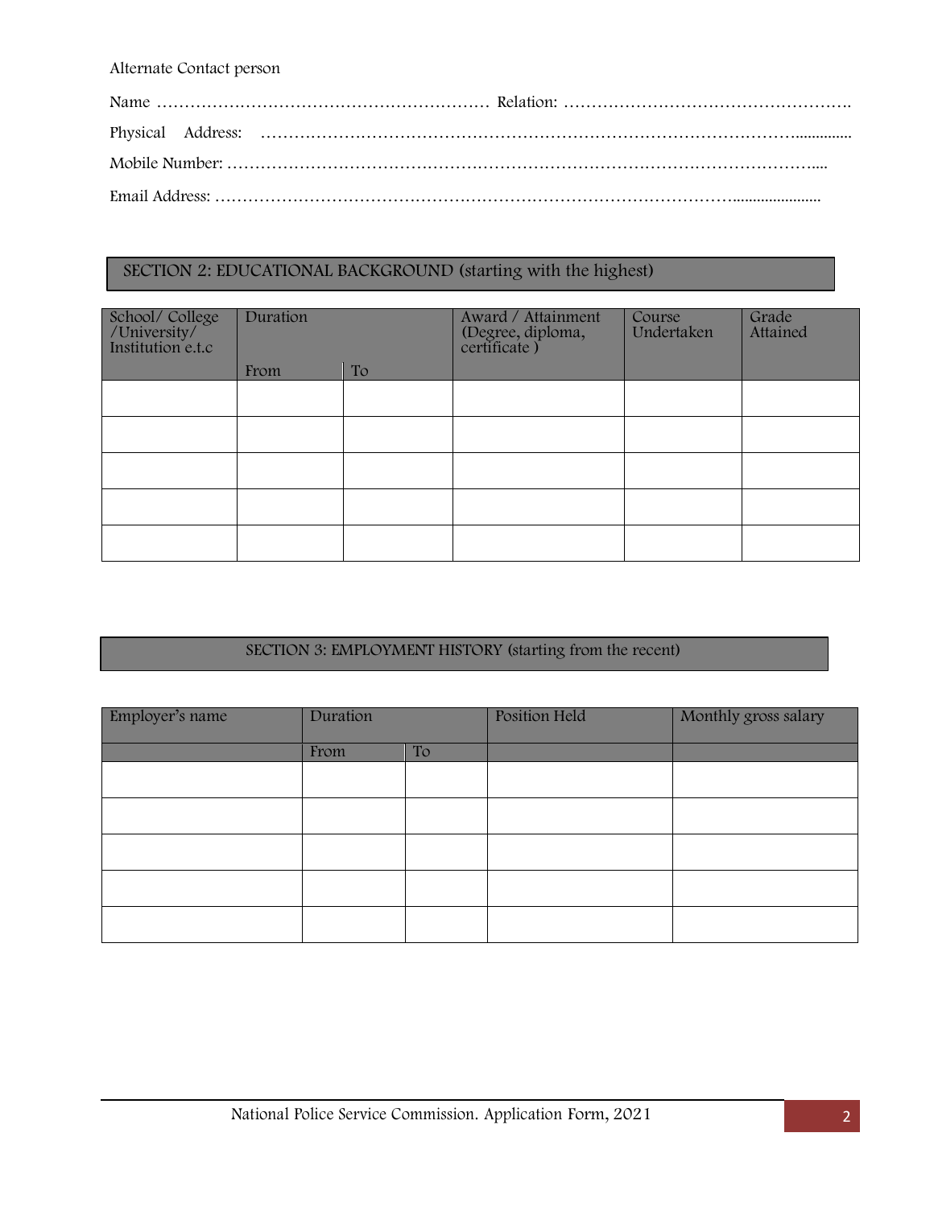Alternate Contact person

Name …………………………………………………… Relation: …………………………………………….

Physical Address: ……………………………………………………………………………………..............

Mobile Number: …………………………………………………………………………………………....

Email Address: ……………………………………………………………………………......................

## SECTION 2: EDUCATIONAL BACKGROUND (starting with the highest)

| School/ College /University/ Institution e.t.c | Duration | | Award / Attainment (Degree, diploma, certificate ) | Course Undertaken | Grade Attained |
|---|---|---|---|---|---|
| | From | To | | | |
| | | | | | |
| | | | | | |
| | | | | | |
| | | | | | |
| | | | | | |

## SECTION 3: EMPLOYMENT HISTORY (starting from the recent)

| Employer's name | Duration | | Position Held | Monthly gross salary |
|---|---|---|---|---|
| | From | To | | |
| | | | | |
| | | | | |
| | | | | |
| | | | | |
| | | | | |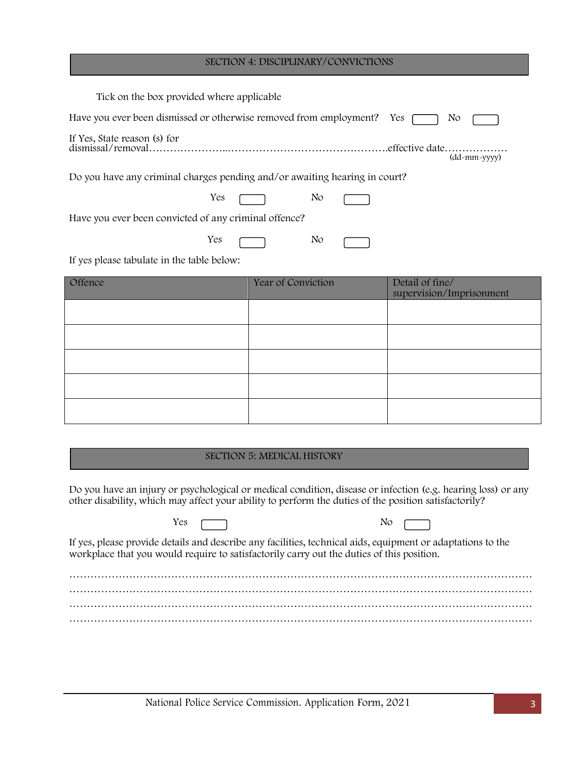## SECTION 4: DISCIPLINARY/CONVICTIONS

Tick on the box provided where applicable

Have you ever been dismissed or otherwise removed from employment? Yes ☐ No ☐

If Yes, State reason (s) for dismissal/removal……………………..……………………………………….effective date……………… (dd-mm-yyyy)

Do you have any criminal charges pending and/or awaiting hearing in court?

Yes ☐ No ☐

Have you ever been convicted of any criminal offence?

Yes ☐ No ☐

If yes please tabulate in the table below:

| Offence | Year of Conviction | Detail of fine/ supervision/Imprisonment |
|---|---|---|
| | | |
| | | |
| | | |
| | | |
| | | |

## SECTION 5: MEDICAL HISTORY

Do you have an injury or psychological or medical condition, disease or infection (e.g. hearing loss) or any other disability, which may affect your ability to perform the duties of the position satisfactorily?

Yes ☐ No ☐

If yes, please provide details and describe any facilities, technical aids, equipment or adaptations to the workplace that you would require to satisfactorily carry out the duties of this position.

…………………………………………………………………………………………………………………………
…………………………………………………………………………………………………………………………
…………………………………………………………………………………………………………………………
…………………………………………………………………………………………………………………………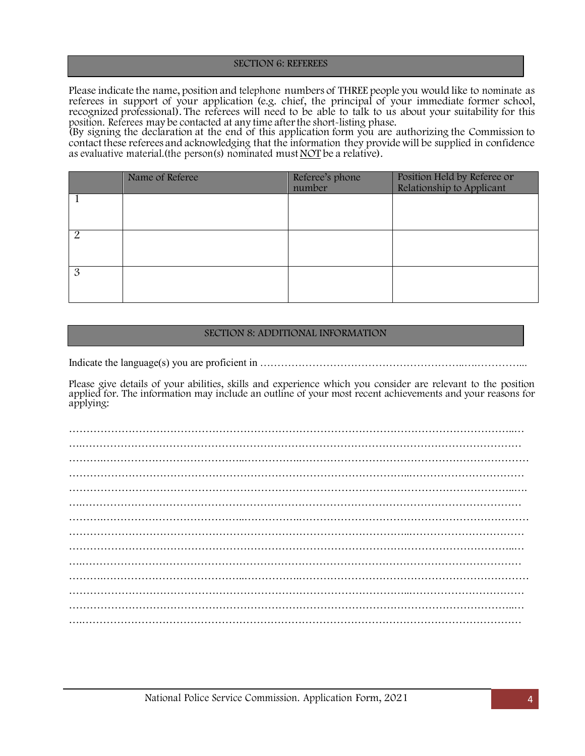## SECTION 6: REFEREES

Please indicate the name, position and telephone numbers of THREE people you would like to nominate as referees in support of your application (e.g. chief, the principal of your immediate former school, recognized professional). The referees will need to be able to talk to us about your suitability for this position. Referees may be contacted at any time after the short-listing phase.
(By signing the declaration at the end of this application form you are authorizing the Commission to contact these referees and acknowledging that the information they provide will be supplied in confidence as evaluative material.(the person(s) nominated must <u>NOT</u> be a relative).

| | Name of Referee | Referee's phone number | Position Held by Referee or Relationship to Applicant |
|---|---|---|---|
| 1 | | | |
| 2 | | | |
| 3 | | | |

## SECTION 8: ADDITIONAL INFORMATION

Indicate the language(s) you are proficient in …………………………………………………..…..…………...

Please give details of your abilities, skills and experience which you consider are relevant to the position applied for. The information may include an outline of your most recent achievements and your reasons for applying:

……………………………………………………………………………………………………………...…
….…………………………………………………………………………………………………………
……….……………………………………...……………….……………………………………………………
……………………………………………………………………………………...……………………………
…………………………………………………………………………………………………………….…..
….…………………………………………………………………………………………………………
……….……………………………………...……………….……………………………………………………
……………………………………………………………………………………...……………………………
……………………………………………………………………………………………………………...…
….…………………………………………………………………………………………………………
……….……………………………………...……………….……………………………………………………
……………………………………………………………………………………...……………………………
……………………………………………………………………………………………………………...…
….…………………………………………………………………………………………………………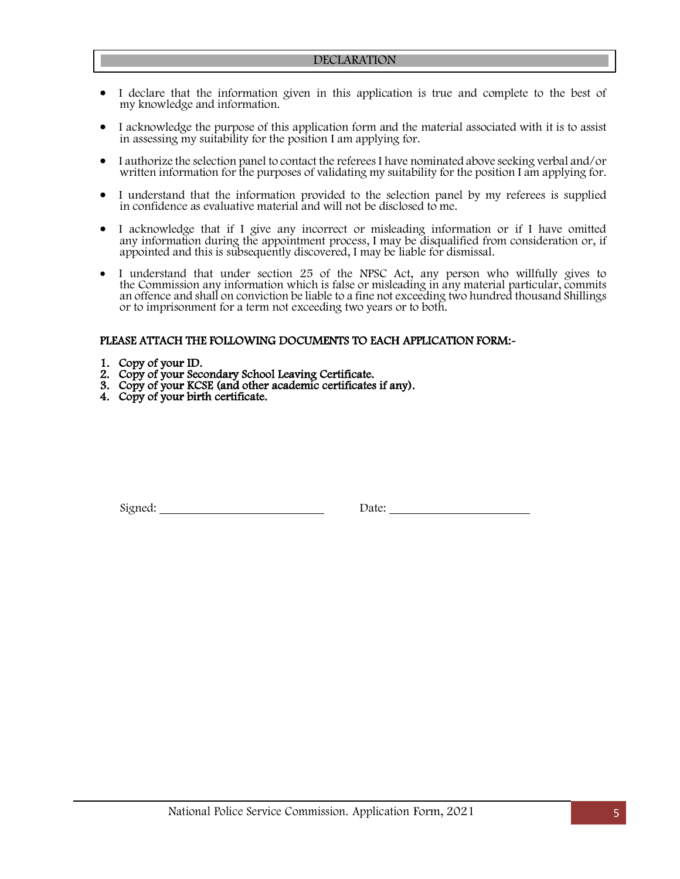## DECLARATION

- I declare that the information given in this application is true and complete to the best of my knowledge and information.
- I acknowledge the purpose of this application form and the material associated with it is to assist in assessing my suitability for the position I am applying for.
- I authorize the selection panel to contact the referees I have nominated above seeking verbal and/or written information for the purposes of validating my suitability for the position I am applying for.
- I understand that the information provided to the selection panel by my referees is supplied in confidence as evaluative material and will not be disclosed to me.
- I acknowledge that if I give any incorrect or misleading information or if I have omitted any information during the appointment process, I may be disqualified from consideration or, if appointed and this is subsequently discovered, I may be liable for dismissal.
- I understand that under section 25 of the NPSC Act, any person who willfully gives to the Commission any information which is false or misleading in any material particular, commits an offence and shall on conviction be liable to a fine not exceeding two hundred thousand Shillings or to imprisonment for a term not exceeding two years or to both.

**PLEASE ATTACH THE FOLLOWING DOCUMENTS TO EACH APPLICATION FORM:-**

1. **Copy of your ID.**
2. **Copy of your Secondary School Leaving Certificate.**
3. **Copy of your KCSE (and other academic certificates if any).**
4. **Copy of your birth certificate.**

Signed: ____________________________ Date: ________________________